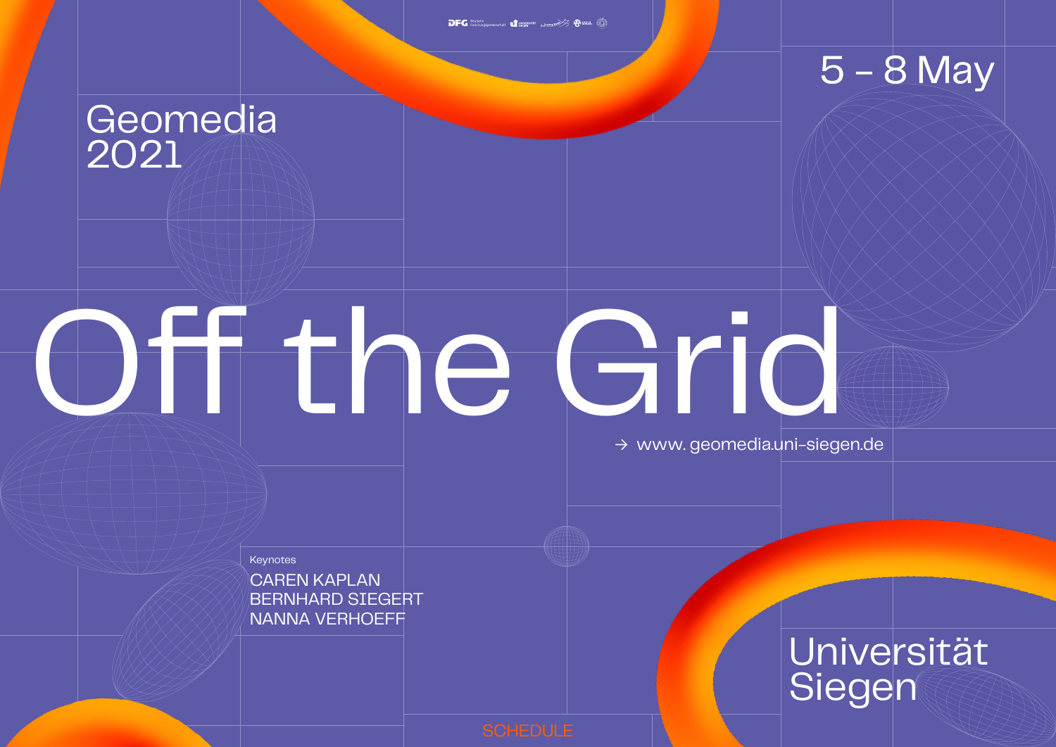Geomedia 2021

5 – 8 May

# Off the Grid

→ www. geomedia.uni-siegen.de

Keynotes

CAREN KAPLAN
BERNHARD SIEGERT
NANNA VERHOEFF

Universität Siegen

SCHEDULE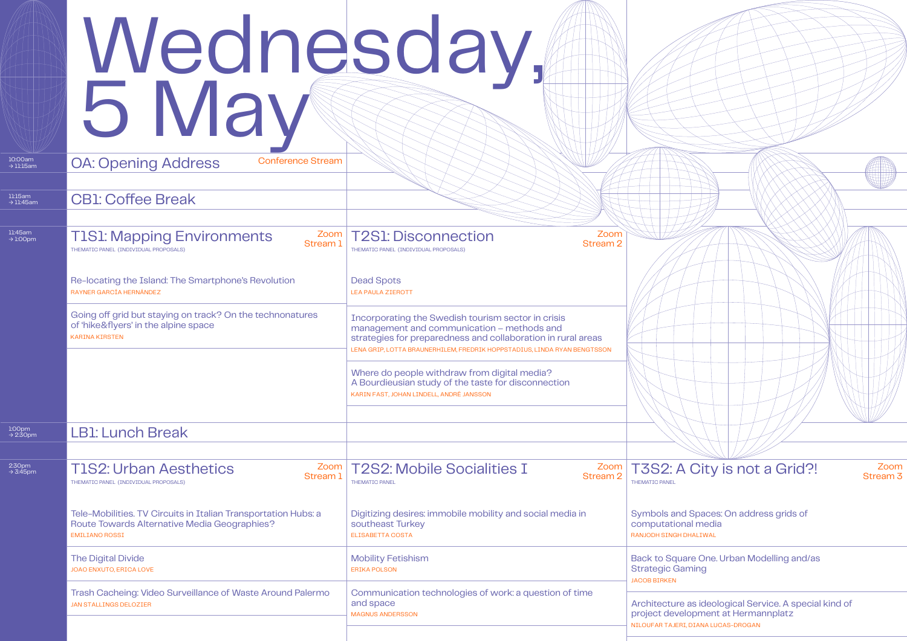# Wednesday, 5 May

## 10:00am → 11:15am

### OA: Opening Address
Conference Stream

## 11:15am → 11:45am

### CB1: Coffee Break

## 11:45am → 1:00pm

### T1S1: Mapping Environments
Zoom Stream 1

THEMATIC PANEL (INDIVIDUAL PROPOSALS)

Re-locating the Island: The Smartphone's Revolution
RAYNER GARCÍA HERNÁNDEZ

Going off grid but staying on track? On the technonatures of 'hike&flyers' in the alpine space
KARINA KIRSTEN

### T2S1: Disconnection
Zoom Stream 2

THEMATIC PANEL (INDIVIDUAL PROPOSALS)

Dead Spots
LEA PAULA ZIEROTT

Incorporating the Swedish tourism sector in crisis management and communication – methods and strategies for preparedness and collaboration in rural areas
LENA GRIP, LOTTA BRAUNERHILEM, FREDRIK HOPPSTADIUS, LINDA RYAN BENGTSSON

Where do people withdraw from digital media? A Bourdieusian study of the taste for disconnection
KARIN FAST, JOHAN LINDELL, ANDRÉ JANSSON

## 1:00pm → 2:30pm

### LB1: Lunch Break

## 2:30pm → 3:45pm

### T1S2: Urban Aesthetics
Zoom Stream 1

THEMATIC PANEL (INDIVIDUAL PROPOSALS)

Tele-Mobilities. TV Circuits in Italian Transportation Hubs: a Route Towards Alternative Media Geographies?
EMILIANO ROSSI

The Digital Divide
JOAO ENXUTO, ERICA LOVE

Trash Cacheing: Video Surveillance of Waste Around Palermo
JAN STALLINGS DELOZIER

### T2S2: Mobile Socialities I
Zoom Stream 2

THEMATIC PANEL

Digitizing desires: immobile mobility and social media in southeast Turkey
ELISABETTA COSTA

Mobility Fetishism
ERIKA POLSON

Communication technologies of work: a question of time and space
MAGNUS ANDERSSON

### T3S2: A City is not a Grid?!
Zoom Stream 3

THEMATIC PANEL

Symbols and Spaces: On address grids of computational media
RANJODH SINGH DHALIWAL

Back to Square One. Urban Modelling and/as Strategic Gaming
JACOB BIRKEN

Architecture as ideological Service. A special kind of project development at Hermannplatz
NILOUFAR TAJERI, DIANA LUCAS-DROGAN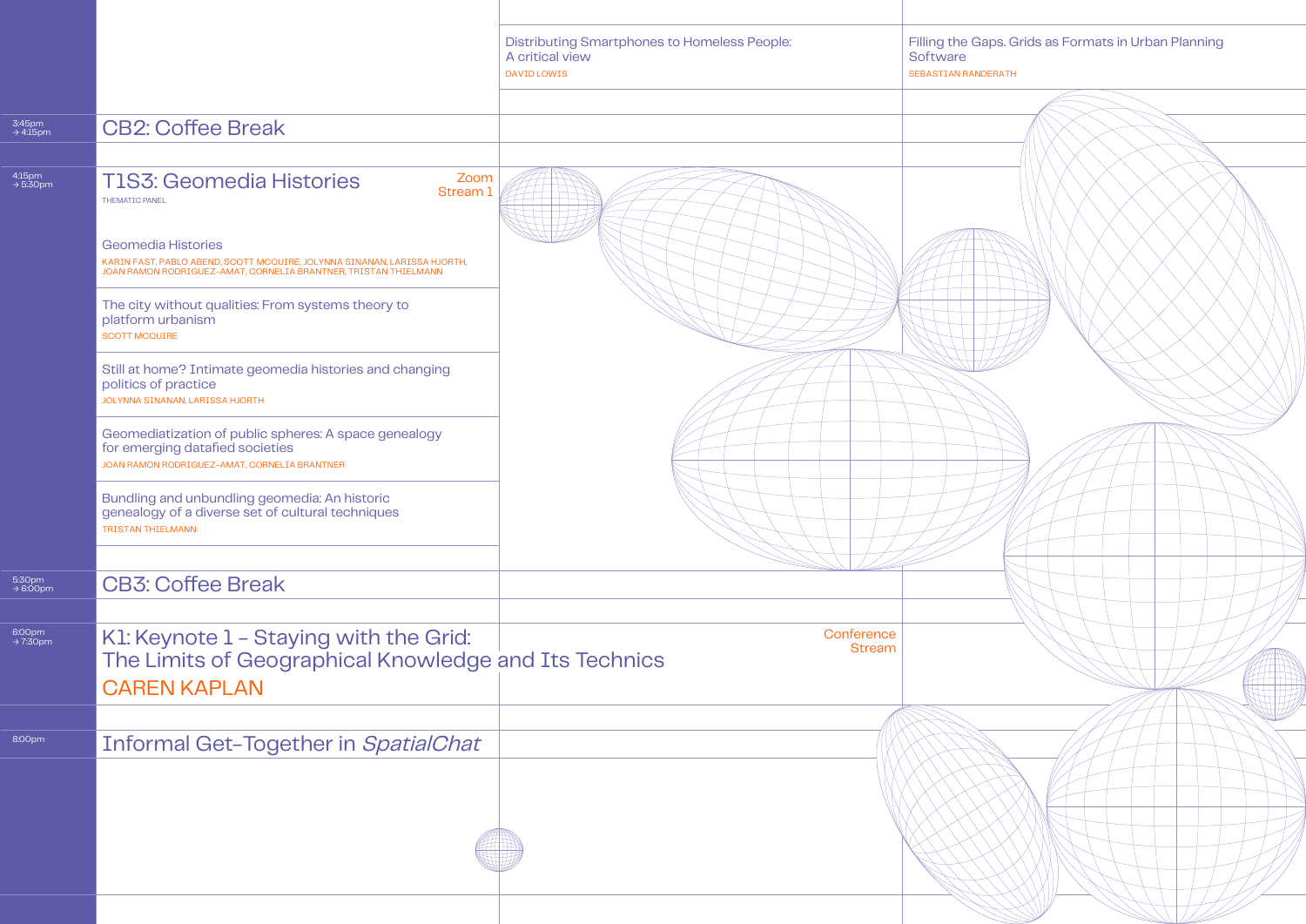Distributing Smartphones to Homeless People: A critical view
DAVID LOWIS

Filling the Gaps. Grids as Formats in Urban Planning Software
SEBASTIAN RANDERATH

3:45pm → 4:15pm

## CB2: Coffee Break

4:15pm → 5:30pm

## T1S3: Geomedia Histories

Zoom Stream 1

THEMATIC PANEL

### Geomedia Histories

KARIN FAST, PABLO ABEND, SCOTT MCQUIRE, JOLYNNA SINANAN, LARISSA HJORTH, JOAN RAMON RODRIGUEZ-AMAT, CORNELIA BRANTNER, TRISTAN THIELMANN

### The city without qualities: From systems theory to platform urbanism

SCOTT MCQUIRE

### Still at home? Intimate geomedia histories and changing politics of practice

JOLYNNA SINANAN, LARISSA HJORTH

### Geomediatization of public spheres: A space genealogy for emerging datafied societies

JOAN RAMON RODRIGUEZ-AMAT, CORNELIA BRANTNER

### Bundling and unbundling geomedia: An historic genealogy of a diverse set of cultural techniques

TRISTAN THIELMANN

5:30pm → 6:00pm

## CB3: Coffee Break

6:00pm → 7:30pm

## K1: Keynote 1 – Staying with the Grid: The Limits of Geographical Knowledge and Its Technics

Conference Stream

CAREN KAPLAN

8:00pm

## Informal Get-Together in *SpatialChat*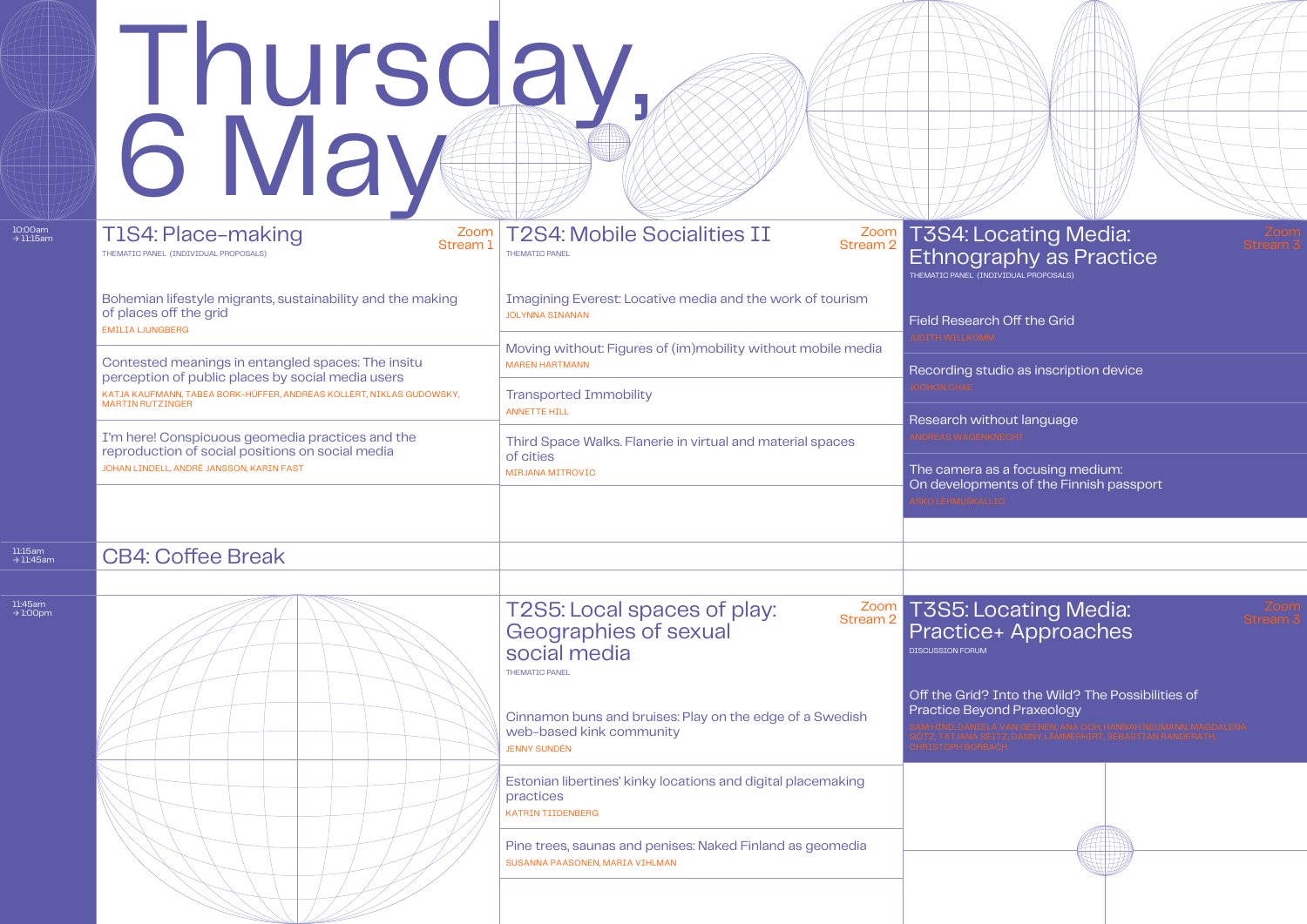# Thursday, 6 May

## 10:00am → 11:15am

### T1S4: Place-making

Zoom Stream 1

THEMATIC PANEL (INDIVIDUAL PROPOSALS)

Bohemian lifestyle migrants, sustainability and the making of places off the grid
EMILIA LJUNGBERG

Contested meanings in entangled spaces: The insitu perception of public places by social media users
KATJA KAUFMANN, TABEA BORK-HÜFFER, ANDREAS KOLLERT, NIKLAS GUDOWSKY, MARTIN RUTZINGER

I'm here! Conspicuous geomedia practices and the reproduction of social positions on social media
JOHAN LINDELL, ANDRÉ JANSSON, KARIN FAST

### T2S4: Mobile Socialities II

Zoom Stream 2

THEMATIC PANEL

Imagining Everest: Locative media and the work of tourism
JOLYNNA SINANAN

Moving without: Figures of (im)mobility without mobile media
MAREN HARTMANN

Transported Immobility
ANNETTE HILL

Third Space Walks. Flanerie in virtual and material spaces of cities
MIRJANA MITROVIC

### T3S4: Locating Media: Ethnography as Practice

Zoom Stream 3

THEMATIC PANEL (INDIVIDUAL PROPOSALS)

Field Research Off the Grid
JUDITH WILLKOMM

Recording studio as inscription device
JOOHON CHAE

Research without language
ANDREAS WAGENKNECHT

The camera as a focusing medium: On developments of the Finnish passport
ASKO LEHMUSKALLIO

## 11:15am → 11:45am

### CB4: Coffee Break

## 11:45am → 1:00pm

### T2S5: Local spaces of play: Geographies of sexual social media

Zoom Stream 2

THEMATIC PANEL

Cinnamon buns and bruises: Play on the edge of a Swedish web-based kink community
JENNY SUNDÉN

Estonian libertines' kinky locations and digital placemaking practices
KATRIN TIIDENBERG

Pine trees, saunas and penises: Naked Finland as geomedia
SUSANNA PAASONEN, MARIA VIHLMAN

### T3S5: Locating Media: Practice+ Approaches

Zoom Stream 3

DISCUSSION FORUM

Off the Grid? Into the Wild? The Possibilities of Practice Beyond Praxeology
SAM HIND, DANIELA VAN GEENEN, ANA OCH, HANNAH NEUMANN, MAGDALENA GÖTZ, TATJANA SEITZ, DANNY LÄMMERHIRT, SEBASTIAN RANDERATH, CHRISTOPH BORBACH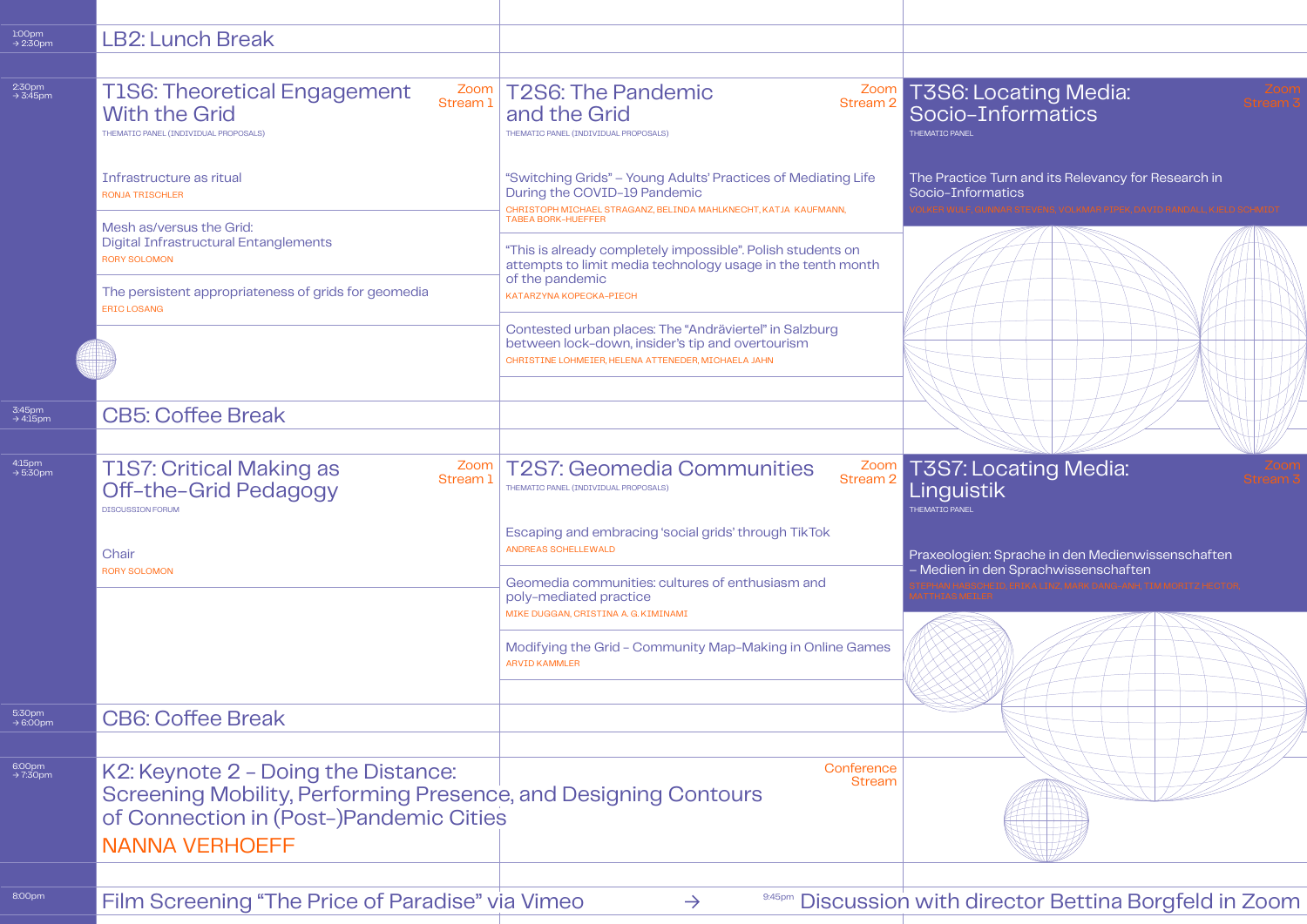**1:00pm → 2:30pm**

## LB2: Lunch Break

**2:30pm → 3:45pm**

## T1S6: Theoretical Engagement With the Grid

Zoom Stream 1

THEMATIC PANEL (INDIVIDUAL PROPOSALS)

Infrastructure as ritual
RONJA TRISCHLER

Mesh as/versus the Grid: Digital Infrastructural Entanglements
RORY SOLOMON

The persistent appropriateness of grids for geomedia
ERIC LOSANG

## T2S6: The Pandemic and the Grid

Zoom Stream 2

THEMATIC PANEL (INDIVIDUAL PROPOSALS)

"Switching Grids" – Young Adults' Practices of Mediating Life During the COVID-19 Pandemic
CHRISTOPH MICHAEL STRAGANZ, BELINDA MAHLKNECHT, KATJA KAUFMANN, TABEA BORK-HUEFFER

"This is already completely impossible". Polish students on attempts to limit media technology usage in the tenth month of the pandemic
KATARZYNA KOPECKA-PIECH

Contested urban places: The "Andräviertel" in Salzburg between lock-down, insider's tip and overtourism
CHRISTINE LOHMEIER, HELENA ATTENEDER, MICHAELA JAHN

## T3S6: Locating Media: Socio-Informatics

Zoom Stream 3

THEMATIC PANEL

The Practice Turn and its Relevancy for Research in Socio-Informatics
VOLKER WULF, GUNNAR STEVENS, VOLKMAR PIPEK, DAVID RANDALL, KJELD SCHMIDT

**3:45pm → 4:15pm**

## CB5: Coffee Break

**4:15pm → 5:30pm**

## T1S7: Critical Making as Off-the-Grid Pedagogy

Zoom Stream 1

DISCUSSION FORUM

Chair
RORY SOLOMON

## T2S7: Geomedia Communities

Zoom Stream 2

THEMATIC PANEL (INDIVIDUAL PROPOSALS)

Escaping and embracing 'social grids' through TikTok
ANDREAS SCHELLEWALD

Geomedia communities: cultures of enthusiasm and poly-mediated practice
MIKE DUGGAN, CRISTINA A. G. KIMINAMI

Modifying the Grid – Community Map-Making in Online Games
ARVID KAMMLER

## T3S7: Locating Media: Linguistik

Zoom Stream 3

THEMATIC PANEL

Praxeologien: Sprache in den Medienwissenschaften – Medien in den Sprachwissenschaften
STEPHAN HABSCHEID, ERIKA LINZ, MARK DANG-ANH, TIM MORITZ HECTOR, MATTHIAS MEILER

**5:30pm → 6:00pm**

## CB6: Coffee Break

**6:00pm → 7:30pm**

## K2: Keynote 2 – Doing the Distance: Screening Mobility, Performing Presence, and Designing Contours of Connection in (Post-)Pandemic Cities

Conference Stream

NANNA VERHOEFF

**8:00pm**

## Film Screening "The Price of Paradise" via Vimeo → 9:45pm Discussion with director Bettina Borgfeld in Zoom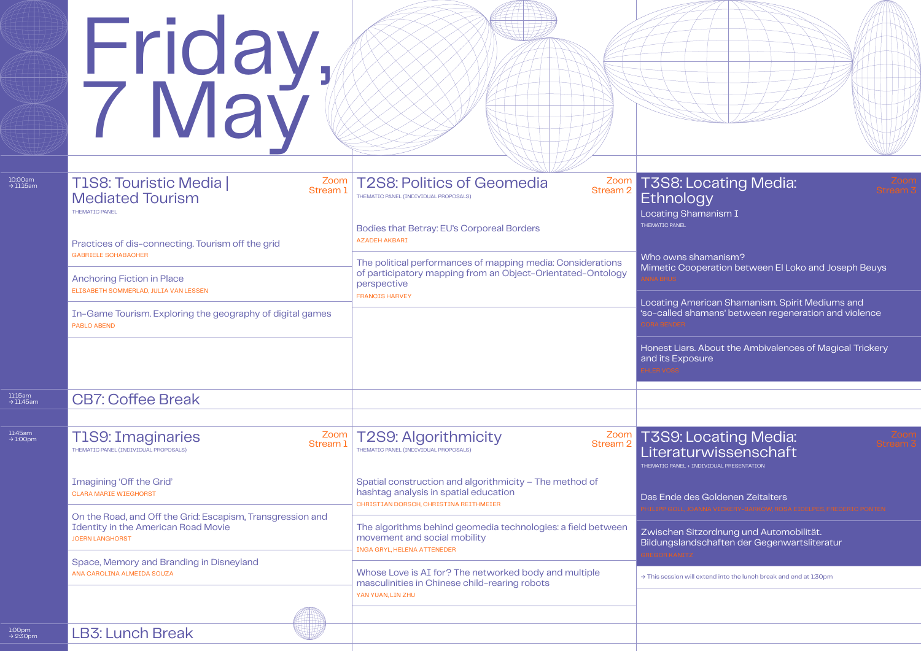# Friday, 7 May

## 10:00am → 11:15am

### T1S8: Touristic Media | Mediated Tourism

Zoom Stream 1

THEMATIC PANEL

Practices of dis-connecting. Tourism off the grid
GABRIELE SCHABACHER

Anchoring Fiction in Place
ELISABETH SOMMERLAD, JULIA VAN LESSEN

In-Game Tourism. Exploring the geography of digital games
PABLO ABEND

### T2S8: Politics of Geomedia

Zoom Stream 2

THEMATIC PANEL (INDIVIDUAL PROPOSALS)

Bodies that Betray: EU's Corporeal Borders
AZADEH AKBARI

The political performances of mapping media: Considerations of participatory mapping from an Object-Orientated-Ontology perspective
FRANCIS HARVEY

### T3S8: Locating Media: Ethnology

Zoom Stream 3

Locating Shamanism I

THEMATIC PANEL

Who owns shamanism?
Mimetic Cooperation between El Loko and Joseph Beuys
ANNA BRUS

Locating American Shamanism. Spirit Mediums and 'so-called shamans' between regeneration and violence
CORA BENDER

Honest Liars. About the Ambivalences of Magical Trickery and its Exposure
EHLER VOSS

## 11:15am → 11:45am

### CB7: Coffee Break

## 11:45am → 1:00pm

### T1S9: Imaginaries

Zoom Stream 1

THEMATIC PANEL (INDIVIDUAL PROPOSALS)

Imagining 'Off the Grid'
CLARA MARIE WIEGHORST

On the Road, and Off the Grid: Escapism, Transgression and Identity in the American Road Movie
JOERN LANGHORST

Space, Memory and Branding in Disneyland
ANA CAROLINA ALMEIDA SOUZA

### T2S9: Algorithmicity

Zoom Stream 2

THEMATIC PANEL (INDIVIDUAL PROPOSALS)

Spatial construction and algorithmicity – The method of hashtag analysis in spatial education
CHRISTIAN DORSCH, CHRISTINA REITHMEIER

The algorithms behind geomedia technologies: a field between movement and social mobility
INGA GRYL, HELENA ATTENEDER

Whose Love is AI for? The networked body and multiple masculinities in Chinese child-rearing robots
YAN YUAN, LIN ZHU

### T3S9: Locating Media: Literaturwissenschaft

Zoom Stream 3

THEMATIC PANEL + INDIVIDUAL PRESENTATION

Das Ende des Goldenen Zeitalters
PHILIPP GOLL, JOANNA VICKERY-GARKOW, ROSA EIDELPES, FREDERIC PONTEN

Zwischen Sitzordnung und Automobilität. Bildungslandschaften der Gegenwartsliteratur
GREGOR KANITZ

→ This session will extend into the lunch break and end at 1:30pm

## 1:00pm → 2:30pm

### LB3: Lunch Break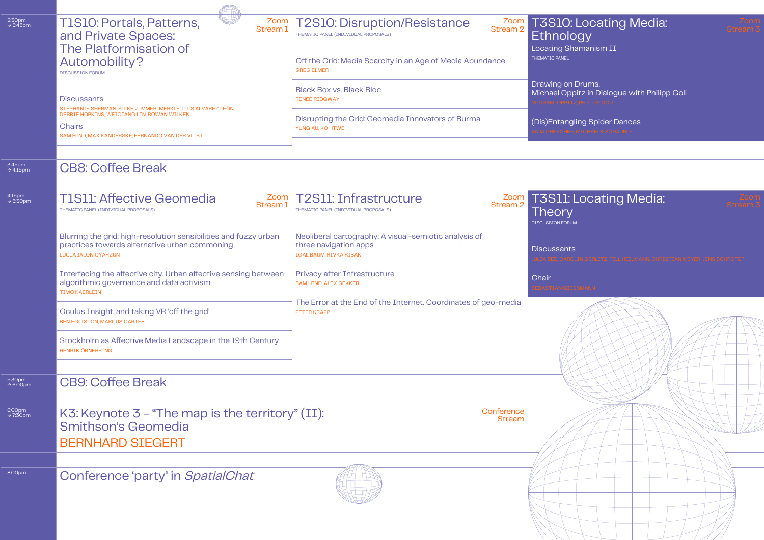## 2:30pm → 3:45pm

### T1S10: Portals, Patterns, and Private Spaces: The Platformation of Automobility?

Zoom Stream 1

DISCUSSION FORUM

Discussants

STEPHANIE SHERMAN, SILKE ZIMMER-MERKLE, LUIS ALVAREZ LEÓN, DEBBIE HOPKINS, WEIQIANG LIN, ROWAN WILKEN

Chairs

SAM HIND, MAX KANDERSKE, FERNANDO VAN DER VLIST

### T2S10: Disruption/Resistance

Zoom Stream 2

THEMATIC PANEL (INDIVIDUAL PROPOSALS)

Off the Grid: Media Scarcity in an Age of Media Abundance
GREG ELMER

Black Box vs. Black Bloc
RENÉE RIDGWAY

Disrupting the Grid: Geomedia Innovators of Burma
YUNG AU, KO HTWE

### T3S10: Locating Media: Ethnology

Zoom Stream 3

Locating Shamanism II

THEMATIC PANEL

Drawing on Drums.
Michael Oppitz in Dialogue with Philipp Goll
MICHAEL OPPITZ, PHILIPP GOLL

(Dis)Entangling Spider Dances
ANJA DRESCHKE, MICHAELA SCHÄUBLE

## 3:45pm → 4:15pm

### CB8: Coffee Break

## 4:15pm → 5:30pm

### T1S11: Affective Geomedia

Zoom Stream 1

THEMATIC PANEL (INDIVIDUAL PROPOSALS)

Blurring the grid: high-resolution sensibilities and fuzzy urban practices towards alternative urban commoning
LUCIA JALON OYARZUN

Interfacing the affective city. Urban affective sensing between algorithmic governance and data activism
TIMO KAERLEIN

Oculus Insight, and taking VR 'off the grid'
BEN EGLISTON, MARCUS CARTER

Stockholm as Affective Media Landscape in the 19th Century
HENRIK ÖRNEBRING

### T2S11: Infrastructure

Zoom Stream 2

THEMATIC PANEL (INDIVIDUAL PROPOSALS)

Neoliberal cartography: A visual-semiotic analysis of three navigation apps
IGAL BAUM, RIVKA RIBAK

Privacy after Infrastructure
SAM HIND, ALEX GEKKER

The Error at the End of the Internet. Coordinates of geo-media
PETER KRAPP

### T3S11: Locating Media: Theory

Zoom Stream 3

DISCUSSION FORUM

Discussants

JULIA BEE, CAROLIN GERLITZ, TILL HEILMANN, CHRISTIAN MEYER, JENS SCHRÖTER

Chair

SEBASTIAN GIESSMANN

## 5:30pm → 6:00pm

### CB9: Coffee Break

## 6:00pm → 7:30pm

### K3: Keynote 3 – "The map is the territory" (II): Smithson's Geomedia

Conference Stream

BERNHARD SIEGERT

## 8:00pm

### Conference 'party' in *SpatialChat*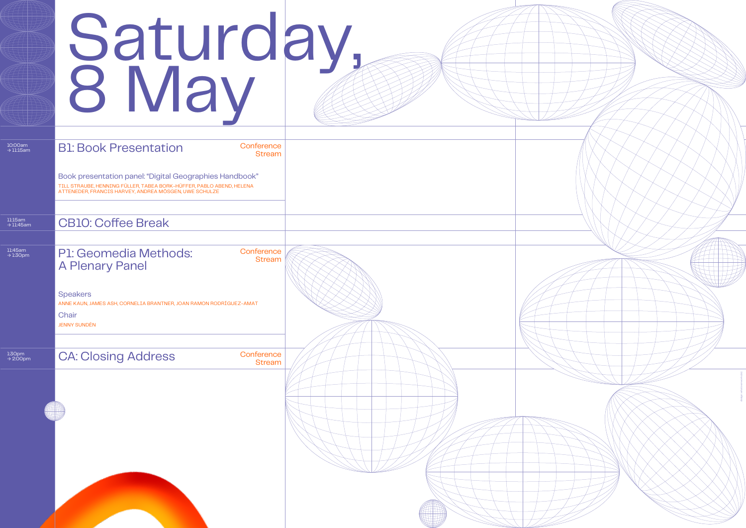# Saturday, 8 May

10:00am → 11:15am

## B1: Book Presentation

Conference Stream

Book presentation panel: "Digital Geographies Handbook"

TILL STRAUBE, HENNING FÜLLER, TABEA BORK-HÜFFER, PABLO ABEND, HELENA ATTENEDER, FRANCIS HARVEY, ANDREA MÖSGEN, UWE SCHULZE

11:15am → 11:45am

## CB10: Coffee Break

11:45am → 1:30pm

## P1: Geomedia Methods: A Plenary Panel

Conference Stream

Speakers

ANNE KAUN, JAMES ASH, CORNELIA BRANTNER, JOAN RAMON RODRÍGUEZ-AMAT

Chair

JENNY SUNDÉN

1:30pm → 2:00pm

## CA: Closing Address

Conference Stream